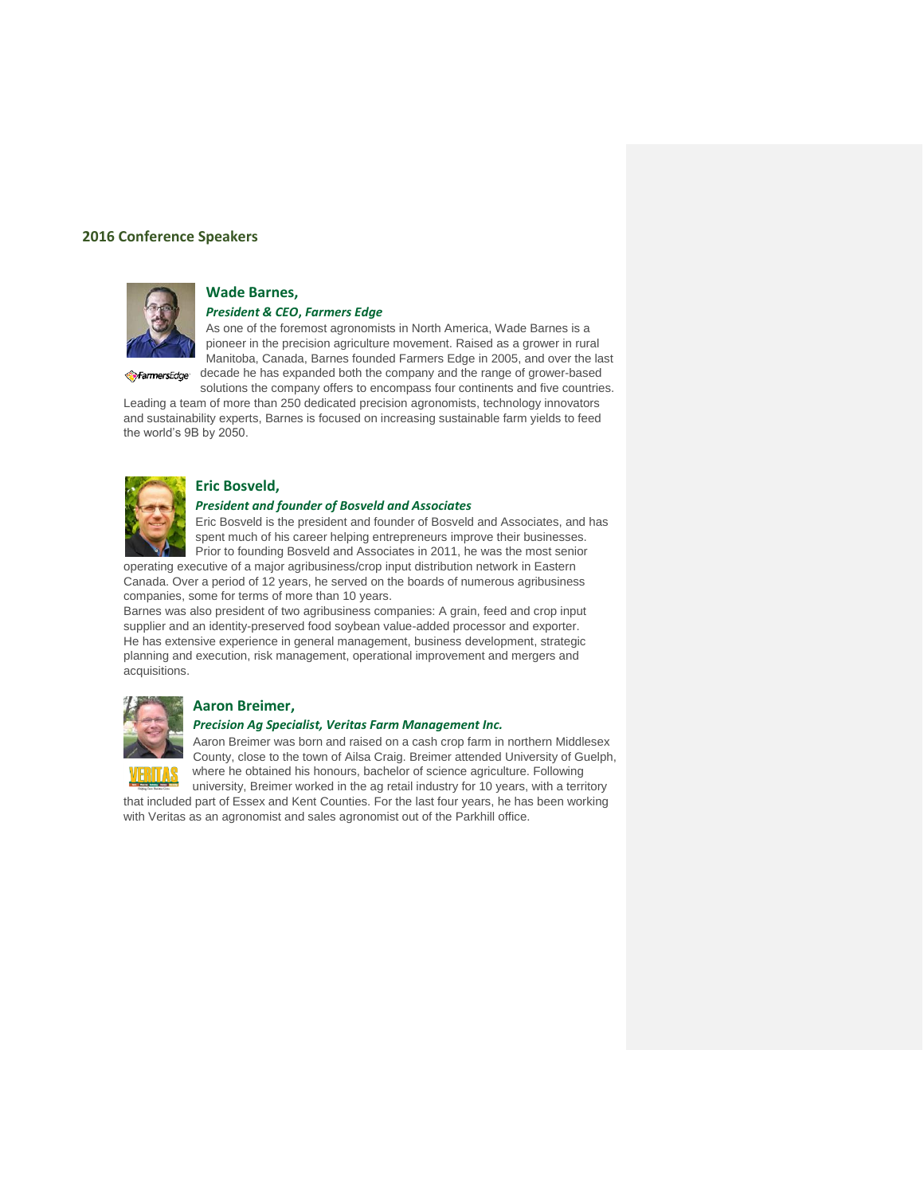## 2016 Conference Speakers

### Wade Barnes,

***President & CEO, Farmers Edge***

As one of the foremost agronomists in North America, Wade Barnes is a pioneer in the precision agriculture movement. Raised as a grower in rural Manitoba, Canada, Barnes founded Farmers Edge in 2005, and over the last decade he has expanded both the company and the range of grower-based solutions the company offers to encompass four continents and five countries. Leading a team of more than 250 dedicated precision agronomists, technology innovators and sustainability experts, Barnes is focused on increasing sustainable farm yields to feed the world's 9B by 2050.

### Eric Bosveld,

***President and founder of Bosveld and Associates***

Eric Bosveld is the president and founder of Bosveld and Associates, and has spent much of his career helping entrepreneurs improve their businesses. Prior to founding Bosveld and Associates in 2011, he was the most senior operating executive of a major agribusiness/crop input distribution network in Eastern Canada. Over a period of 12 years, he served on the boards of numerous agribusiness companies, some for terms of more than 10 years.

Barnes was also president of two agribusiness companies: A grain, feed and crop input supplier and an identity-preserved food soybean value-added processor and exporter. He has extensive experience in general management, business development, strategic planning and execution, risk management, operational improvement and mergers and acquisitions.

### Aaron Breimer,

***Precision Ag Specialist, Veritas Farm Management Inc.***

Aaron Breimer was born and raised on a cash crop farm in northern Middlesex County, close to the town of Ailsa Craig. Breimer attended University of Guelph, where he obtained his honours, bachelor of science agriculture. Following university, Breimer worked in the ag retail industry for 10 years, with a territory that included part of Essex and Kent Counties. For the last four years, he has been working with Veritas as an agronomist and sales agronomist out of the Parkhill office.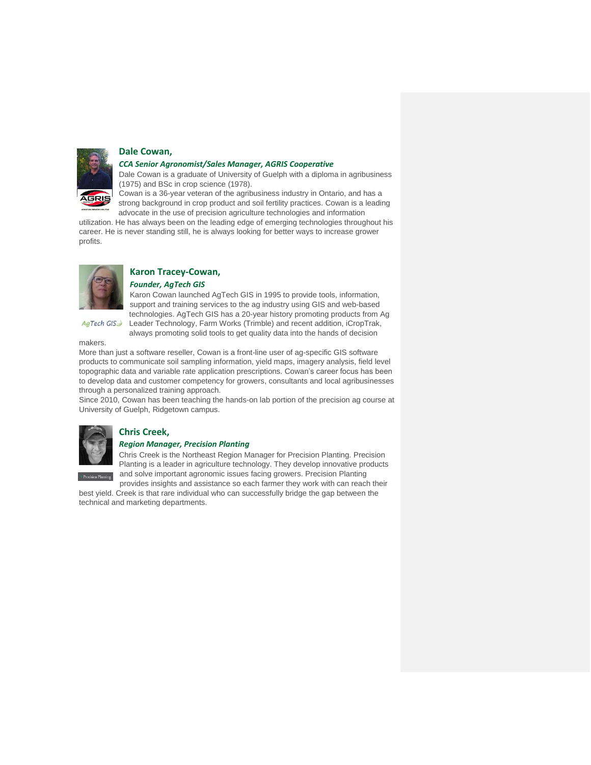## Dale Cowan,

***CCA Senior Agronomist/Sales Manager, AGRIS Cooperative***

Dale Cowan is a graduate of University of Guelph with a diploma in agribusiness (1975) and BSc in crop science (1978).

Cowan is a 36-year veteran of the agribusiness industry in Ontario, and has a strong background in crop product and soil fertility practices. Cowan is a leading advocate in the use of precision agriculture technologies and information utilization. He has always been on the leading edge of emerging technologies throughout his career. He is never standing still, he is always looking for better ways to increase grower profits.

## Karon Tracey-Cowan,

***Founder, AgTech GIS***

Karon Cowan launched AgTech GIS in 1995 to provide tools, information, support and training services to the ag industry using GIS and web-based technologies. AgTech GIS has a 20-year history promoting products from Ag Leader Technology, Farm Works (Trimble) and recent addition, iCropTrak, always promoting solid tools to get quality data into the hands of decision makers.

More than just a software reseller, Cowan is a front-line user of ag-specific GIS software products to communicate soil sampling information, yield maps, imagery analysis, field level topographic data and variable rate application prescriptions. Cowan's career focus has been to develop data and customer competency for growers, consultants and local agribusinesses through a personalized training approach.

Since 2010, Cowan has been teaching the hands-on lab portion of the precision ag course at University of Guelph, Ridgetown campus.

## Chris Creek,

***Region Manager, Precision Planting***

Chris Creek is the Northeast Region Manager for Precision Planting. Precision Planting is a leader in agriculture technology. They develop innovative products and solve important agronomic issues facing growers. Precision Planting provides insights and assistance so each farmer they work with can reach their best yield. Creek is that rare individual who can successfully bridge the gap between the technical and marketing departments.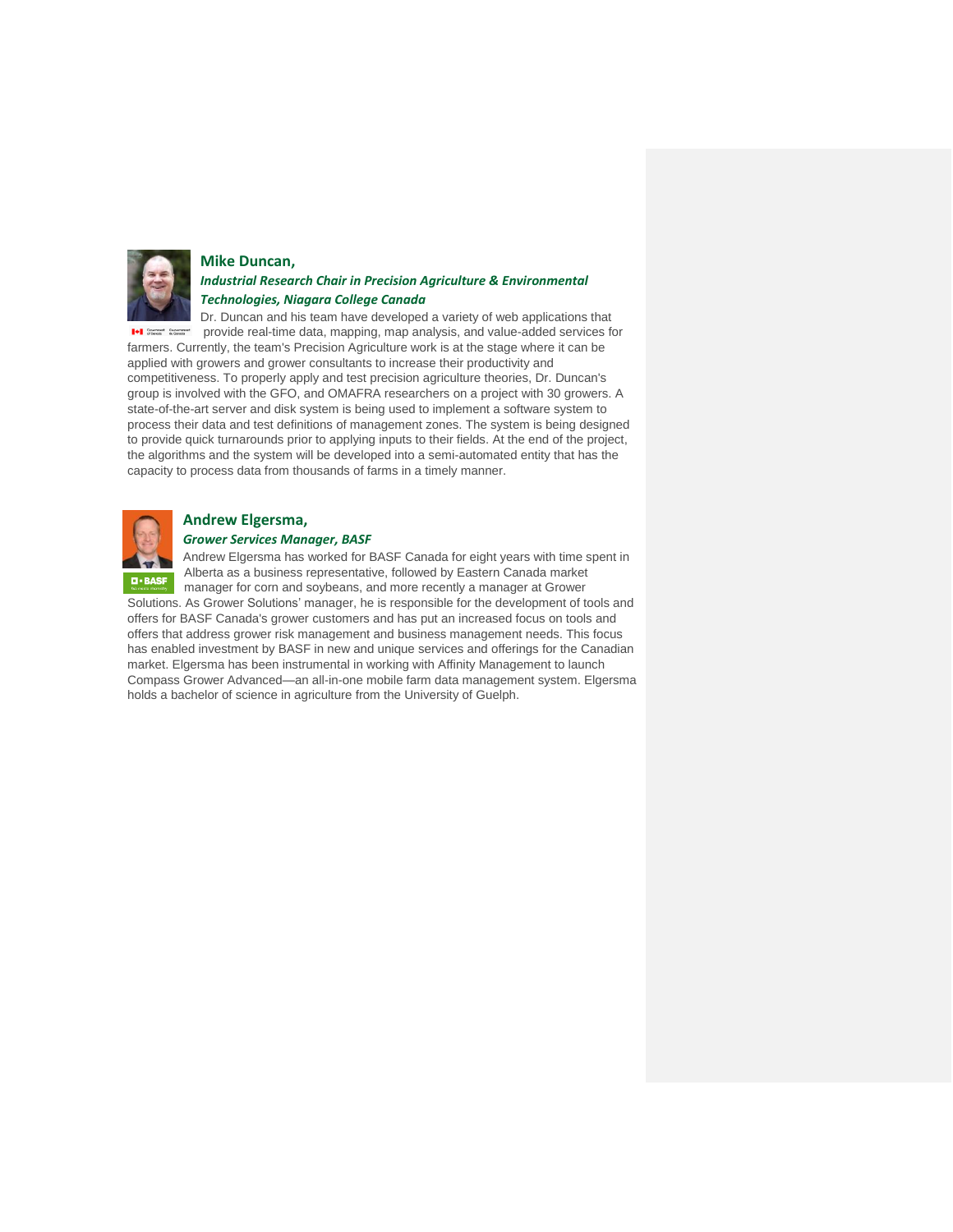### Mike Duncan,

***Industrial Research Chair in Precision Agriculture & Environmental Technologies, Niagara College Canada***

Dr. Duncan and his team have developed a variety of web applications that provide real-time data, mapping, map analysis, and value-added services for farmers. Currently, the team's Precision Agriculture work is at the stage where it can be applied with growers and grower consultants to increase their productivity and competitiveness. To properly apply and test precision agriculture theories, Dr. Duncan's group is involved with the GFO, and OMAFRA researchers on a project with 30 growers. A state-of-the-art server and disk system is being used to implement a software system to process their data and test definitions of management zones. The system is being designed to provide quick turnarounds prior to applying inputs to their fields. At the end of the project, the algorithms and the system will be developed into a semi-automated entity that has the capacity to process data from thousands of farms in a timely manner.

### Andrew Elgersma,

***Grower Services Manager, BASF***

Andrew Elgersma has worked for BASF Canada for eight years with time spent in Alberta as a business representative, followed by Eastern Canada market manager for corn and soybeans, and more recently a manager at Grower Solutions. As Grower Solutions' manager, he is responsible for the development of tools and offers for BASF Canada's grower customers and has put an increased focus on tools and offers that address grower risk management and business management needs. This focus has enabled investment by BASF in new and unique services and offerings for the Canadian market. Elgersma has been instrumental in working with Affinity Management to launch Compass Grower Advanced—an all-in-one mobile farm data management system. Elgersma holds a bachelor of science in agriculture from the University of Guelph.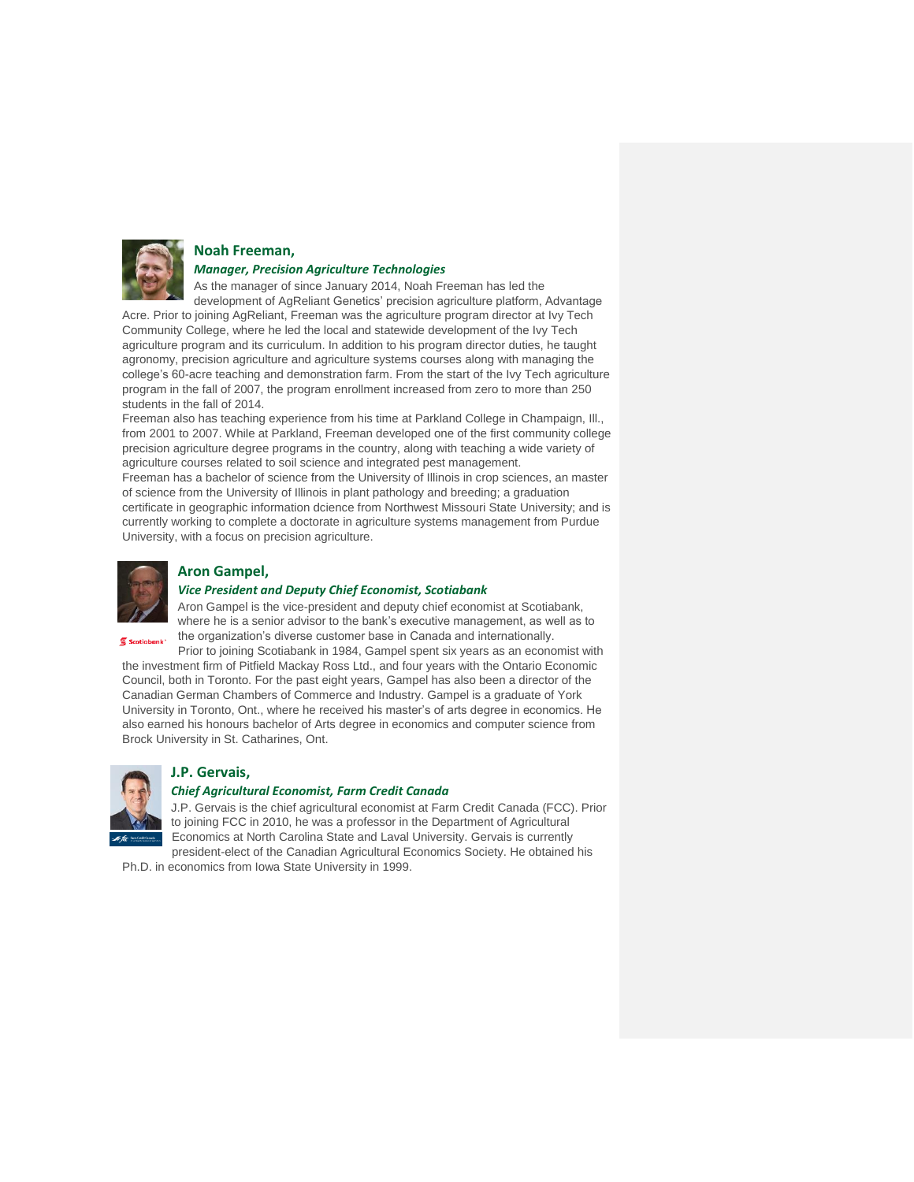### Noah Freeman,

***Manager, Precision Agriculture Technologies***

As the manager of since January 2014, Noah Freeman has led the development of AgReliant Genetics' precision agriculture platform, Advantage Acre. Prior to joining AgReliant, Freeman was the agriculture program director at Ivy Tech Community College, where he led the local and statewide development of the Ivy Tech agriculture program and its curriculum. In addition to his program director duties, he taught agronomy, precision agriculture and agriculture systems courses along with managing the college's 60-acre teaching and demonstration farm. From the start of the Ivy Tech agriculture program in the fall of 2007, the program enrollment increased from zero to more than 250 students in the fall of 2014.

Freeman also has teaching experience from his time at Parkland College in Champaign, Ill., from 2001 to 2007. While at Parkland, Freeman developed one of the first community college precision agriculture degree programs in the country, along with teaching a wide variety of agriculture courses related to soil science and integrated pest management.

Freeman has a bachelor of science from the University of Illinois in crop sciences, an master of science from the University of Illinois in plant pathology and breeding; a graduation certificate in geographic information dcience from Northwest Missouri State University; and is currently working to complete a doctorate in agriculture systems management from Purdue University, with a focus on precision agriculture.

### Aron Gampel,

***Vice President and Deputy Chief Economist, Scotiabank***

Aron Gampel is the vice-president and deputy chief economist at Scotiabank, where he is a senior advisor to the bank's executive management, as well as to the organization's diverse customer base in Canada and internationally.

Prior to joining Scotiabank in 1984, Gampel spent six years as an economist with the investment firm of Pitfield Mackay Ross Ltd., and four years with the Ontario Economic Council, both in Toronto. For the past eight years, Gampel has also been a director of the Canadian German Chambers of Commerce and Industry. Gampel is a graduate of York University in Toronto, Ont., where he received his master's of arts degree in economics. He also earned his honours bachelor of Arts degree in economics and computer science from Brock University in St. Catharines, Ont.

### J.P. Gervais,

***Chief Agricultural Economist, Farm Credit Canada***

J.P. Gervais is the chief agricultural economist at Farm Credit Canada (FCC). Prior to joining FCC in 2010, he was a professor in the Department of Agricultural Economics at North Carolina State and Laval University. Gervais is currently president-elect of the Canadian Agricultural Economics Society. He obtained his Ph.D. in economics from Iowa State University in 1999.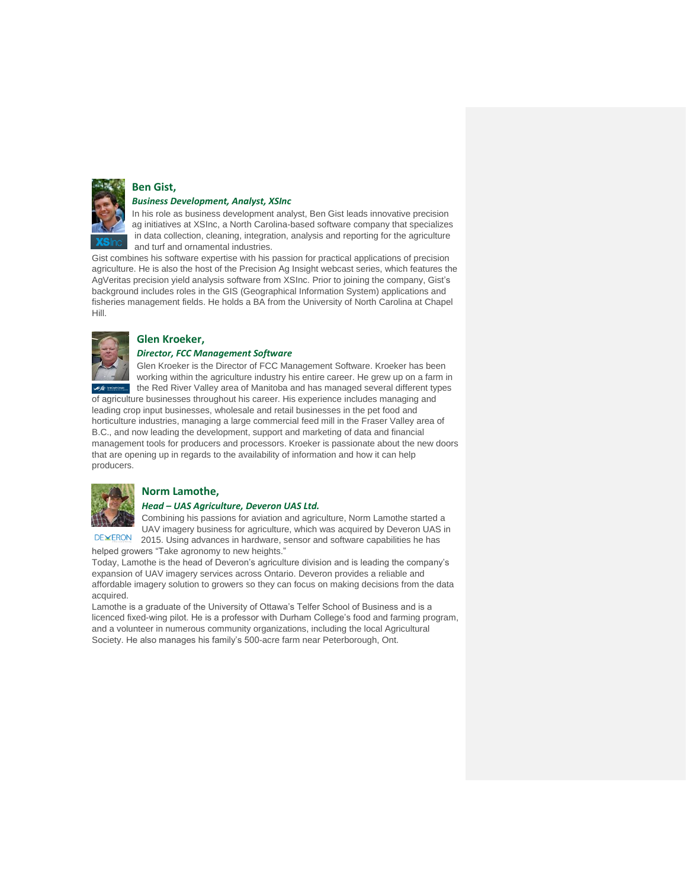### Ben Gist,

***Business Development, Analyst, XSInc***

In his role as business development analyst, Ben Gist leads innovative precision ag initiatives at XSInc, a North Carolina-based software company that specializes in data collection, cleaning, integration, analysis and reporting for the agriculture and turf and ornamental industries.

Gist combines his software expertise with his passion for practical applications of precision agriculture. He is also the host of the Precision Ag Insight webcast series, which features the AgVeritas precision yield analysis software from XSInc. Prior to joining the company, Gist's background includes roles in the GIS (Geographical Information System) applications and fisheries management fields. He holds a BA from the University of North Carolina at Chapel Hill.

### Glen Kroeker,

***Director, FCC Management Software***

Glen Kroeker is the Director of FCC Management Software. Kroeker has been working within the agriculture industry his entire career. He grew up on a farm in the Red River Valley area of Manitoba and has managed several different types of agriculture businesses throughout his career. His experience includes managing and leading crop input businesses, wholesale and retail businesses in the pet food and horticulture industries, managing a large commercial feed mill in the Fraser Valley area of B.C., and now leading the development, support and marketing of data and financial management tools for producers and processors. Kroeker is passionate about the new doors that are opening up in regards to the availability of information and how it can help producers.

### Norm Lamothe,

***Head – UAS Agriculture, Deveron UAS Ltd.***

Combining his passions for aviation and agriculture, Norm Lamothe started a UAV imagery business for agriculture, which was acquired by Deveron UAS in 2015. Using advances in hardware, sensor and software capabilities he has helped growers "Take agronomy to new heights."

Today, Lamothe is the head of Deveron's agriculture division and is leading the company's expansion of UAV imagery services across Ontario. Deveron provides a reliable and affordable imagery solution to growers so they can focus on making decisions from the data acquired.

Lamothe is a graduate of the University of Ottawa's Telfer School of Business and is a licenced fixed-wing pilot. He is a professor with Durham College's food and farming program, and a volunteer in numerous community organizations, including the local Agricultural Society. He also manages his family's 500-acre farm near Peterborough, Ont.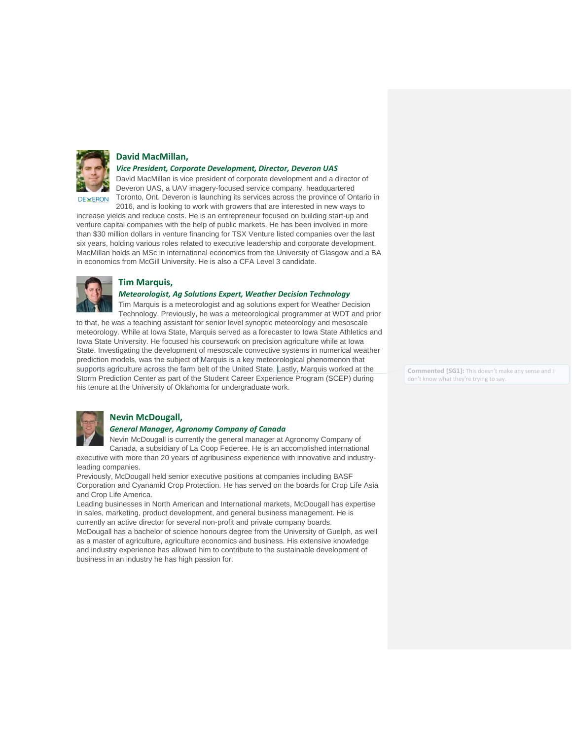## David MacMillan,

***Vice President, Corporate Development, Director, Deveron UAS***

David MacMillan is vice president of corporate development and a director of Deveron UAS, a UAV imagery-focused service company, headquartered Toronto, Ont. Deveron is launching its services across the province of Ontario in 2016, and is looking to work with growers that are interested in new ways to increase yields and reduce costs. He is an entrepreneur focused on building start-up and venture capital companies with the help of public markets. He has been involved in more than $30 million dollars in venture financing for TSX Venture listed companies over the last six years, holding various roles related to executive leadership and corporate development. MacMillan holds an MSc in international economics from the University of Glasgow and a BA in economics from McGill University. He is also a CFA Level 3 candidate.

## Tim Marquis,

***Meteorologist, Ag Solutions Expert, Weather Decision Technology***

Tim Marquis is a meteorologist and ag solutions expert for Weather Decision Technology. Previously, he was a meteorological programmer at WDT and prior to that, he was a teaching assistant for senior level synoptic meteorology and mesoscale meteorology. While at Iowa State, Marquis served as a forecaster to Iowa State Athletics and Iowa State University. He focused his coursework on precision agriculture while at Iowa State. Investigating the development of mesoscale convective systems in numerical weather prediction models, was the subject of Marquis is a key meteorological phenomenon that supports agriculture across the farm belt of the United State. Lastly, Marquis worked at the Storm Prediction Center as part of the Student Career Experience Program (SCEP) during his tenure at the University of Oklahoma for undergraduate work.

Commented [SG1]: This doesn't make any sense and I don't know what they're trying to say.

## Nevin McDougall,

***General Manager, Agronomy Company of Canada***

Nevin McDougall is currently the general manager at Agronomy Company of Canada, a subsidiary of La Coop Federee. He is an accomplished international executive with more than 20 years of agribusiness experience with innovative and industry-leading companies.

Previously, McDougall held senior executive positions at companies including BASF Corporation and Cyanamid Crop Protection. He has served on the boards for Crop Life Asia and Crop Life America.

Leading businesses in North American and International markets, McDougall has expertise in sales, marketing, product development, and general business management. He is currently an active director for several non-profit and private company boards.

McDougall has a bachelor of science honours degree from the University of Guelph, as well as a master of agriculture, agriculture economics and business. His extensive knowledge and industry experience has allowed him to contribute to the sustainable development of business in an industry he has high passion for.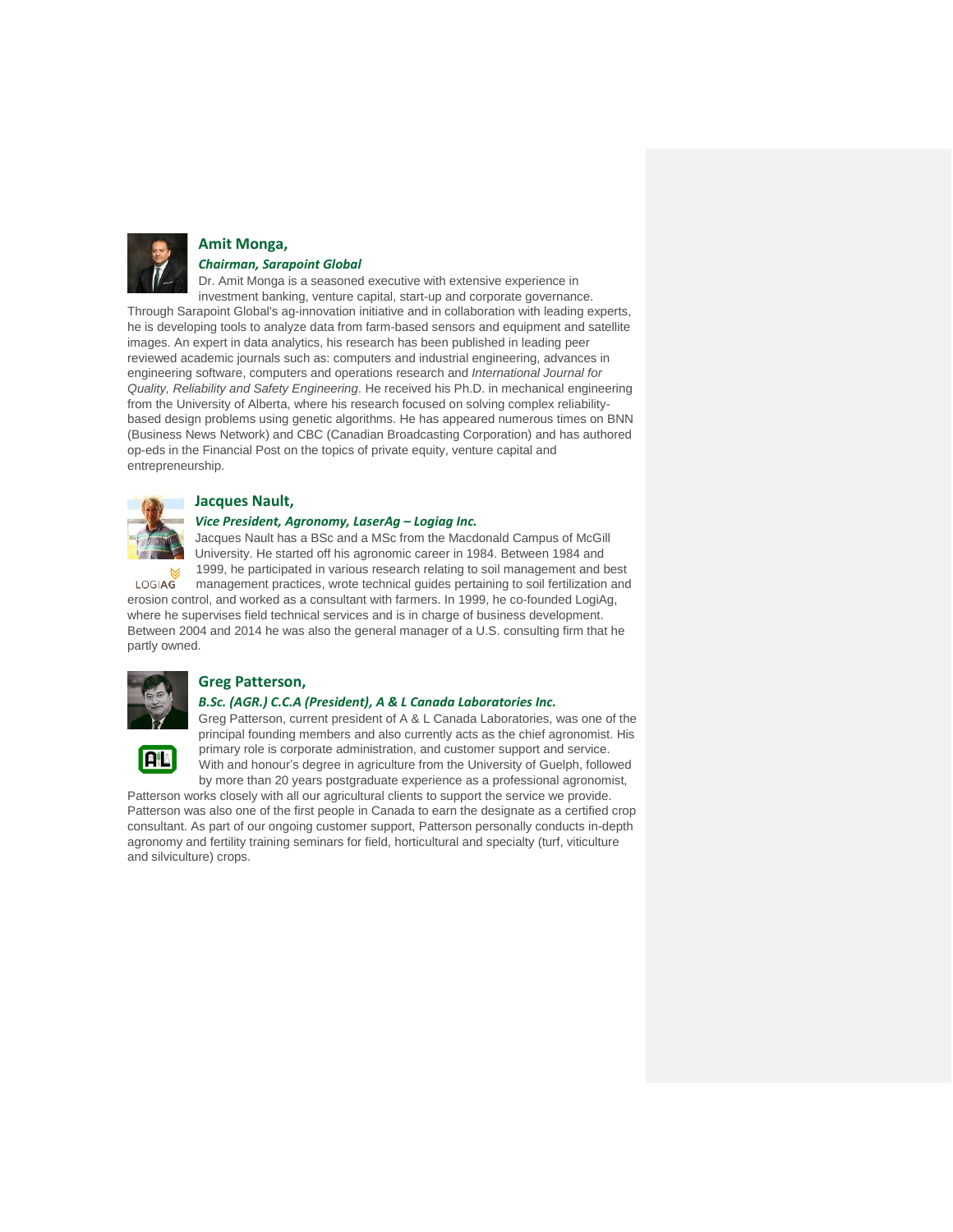### Amit Monga,

***Chairman, Sarapoint Global***

Dr. Amit Monga is a seasoned executive with extensive experience in investment banking, venture capital, start-up and corporate governance. Through Sarapoint Global's ag-innovation initiative and in collaboration with leading experts, he is developing tools to analyze data from farm-based sensors and equipment and satellite images. An expert in data analytics, his research has been published in leading peer reviewed academic journals such as: computers and industrial engineering, advances in engineering software, computers and operations research and *International Journal for Quality, Reliability and Safety Engineering*. He received his Ph.D. in mechanical engineering from the University of Alberta, where his research focused on solving complex reliability-based design problems using genetic algorithms. He has appeared numerous times on BNN (Business News Network) and CBC (Canadian Broadcasting Corporation) and has authored op-eds in the Financial Post on the topics of private equity, venture capital and entrepreneurship.

### Jacques Nault,

***Vice President, Agronomy, LaserAg – Logiag Inc.***

Jacques Nault has a BSc and a MSc from the Macdonald Campus of McGill University. He started off his agronomic career in 1984. Between 1984 and 1999, he participated in various research relating to soil management and best management practices, wrote technical guides pertaining to soil fertilization and erosion control, and worked as a consultant with farmers. In 1999, he co-founded LogiAg, where he supervises field technical services and is in charge of business development. Between 2004 and 2014 he was also the general manager of a U.S. consulting firm that he partly owned.

### Greg Patterson,

***B.Sc. (AGR.) C.C.A (President), A & L Canada Laboratories Inc.***

Greg Patterson, current president of A & L Canada Laboratories, was one of the principal founding members and also currently acts as the chief agronomist. His primary role is corporate administration, and customer support and service. With and honour's degree in agriculture from the University of Guelph, followed by more than 20 years postgraduate experience as a professional agronomist, Patterson works closely with all our agricultural clients to support the service we provide. Patterson was also one of the first people in Canada to earn the designate as a certified crop consultant. As part of our ongoing customer support, Patterson personally conducts in-depth agronomy and fertility training seminars for field, horticultural and specialty (turf, viticulture and silviculture) crops.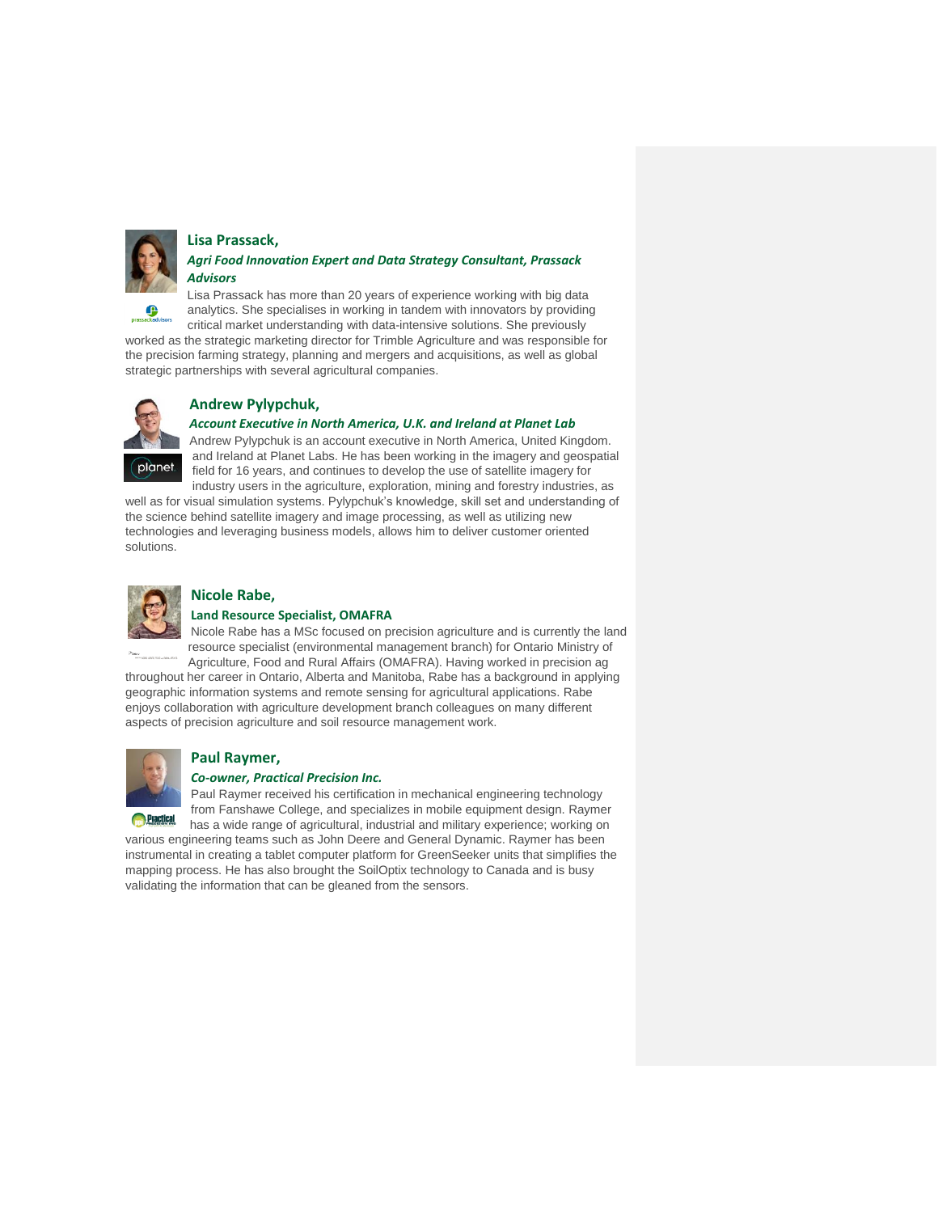### Lisa Prassack,

***Agri Food Innovation Expert and Data Strategy Consultant, Prassack Advisors***

Lisa Prassack has more than 20 years of experience working with big data analytics. She specialises in working in tandem with innovators by providing critical market understanding with data-intensive solutions. She previously worked as the strategic marketing director for Trimble Agriculture and was responsible for the precision farming strategy, planning and mergers and acquisitions, as well as global strategic partnerships with several agricultural companies.

### Andrew Pylypchuk,

***Account Executive in North America, U.K. and Ireland at Planet Lab***

Andrew Pylypchuk is an account executive in North America, United Kingdom. and Ireland at Planet Labs. He has been working in the imagery and geospatial field for 16 years, and continues to develop the use of satellite imagery for industry users in the agriculture, exploration, mining and forestry industries, as well as for visual simulation systems. Pylypchuk's knowledge, skill set and understanding of the science behind satellite imagery and image processing, as well as utilizing new technologies and leveraging business models, allows him to deliver customer oriented solutions.

### Nicole Rabe,

**Land Resource Specialist, OMAFRA**

Nicole Rabe has a MSc focused on precision agriculture and is currently the land resource specialist (environmental management branch) for Ontario Ministry of Agriculture, Food and Rural Affairs (OMAFRA). Having worked in precision ag throughout her career in Ontario, Alberta and Manitoba, Rabe has a background in applying geographic information systems and remote sensing for agricultural applications. Rabe enjoys collaboration with agriculture development branch colleagues on many different aspects of precision agriculture and soil resource management work.

### Paul Raymer,

***Co-owner, Practical Precision Inc.***

Paul Raymer received his certification in mechanical engineering technology from Fanshawe College, and specializes in mobile equipment design. Raymer has a wide range of agricultural, industrial and military experience; working on various engineering teams such as John Deere and General Dynamic. Raymer has been instrumental in creating a tablet computer platform for GreenSeeker units that simplifies the mapping process. He has also brought the SoilOptix technology to Canada and is busy validating the information that can be gleaned from the sensors.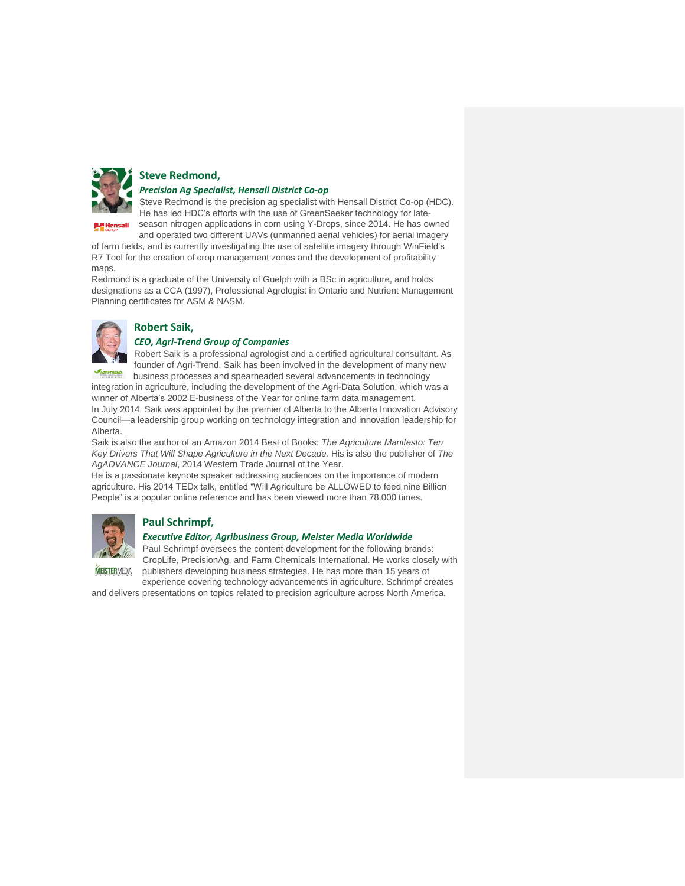### Steve Redmond,

***Precision Ag Specialist, Hensall District Co-op***

Steve Redmond is the precision ag specialist with Hensall District Co-op (HDC). He has led HDC's efforts with the use of GreenSeeker technology for late-season nitrogen applications in corn using Y-Drops, since 2014. He has owned and operated two different UAVs (unmanned aerial vehicles) for aerial imagery of farm fields, and is currently investigating the use of satellite imagery through WinField's R7 Tool for the creation of crop management zones and the development of profitability maps.

Redmond is a graduate of the University of Guelph with a BSc in agriculture, and holds designations as a CCA (1997), Professional Agrologist in Ontario and Nutrient Management Planning certificates for ASM & NASM.

### Robert Saik,

***CEO, Agri-Trend Group of Companies***

Robert Saik is a professional agrologist and a certified agricultural consultant. As founder of Agri-Trend, Saik has been involved in the development of many new business processes and spearheaded several advancements in technology integration in agriculture, including the development of the Agri-Data Solution, which was a winner of Alberta's 2002 E-business of the Year for online farm data management.

In July 2014, Saik was appointed by the premier of Alberta to the Alberta Innovation Advisory Council—a leadership group working on technology integration and innovation leadership for Alberta.

Saik is also the author of an Amazon 2014 Best of Books: *The Agriculture Manifesto: Ten Key Drivers That Will Shape Agriculture in the Next Decade.* His is also the publisher of *The AgADVANCE Journal*, 2014 Western Trade Journal of the Year.

He is a passionate keynote speaker addressing audiences on the importance of modern agriculture. His 2014 TEDx talk, entitled "Will Agriculture be ALLOWED to feed nine Billion People" is a popular online reference and has been viewed more than 78,000 times.

### Paul Schrimpf,

***Executive Editor, Agribusiness Group, Meister Media Worldwide***

Paul Schrimpf oversees the content development for the following brands: CropLife, PrecisionAg, and Farm Chemicals International. He works closely with publishers developing business strategies. He has more than 15 years of experience covering technology advancements in agriculture. Schrimpf creates and delivers presentations on topics related to precision agriculture across North America.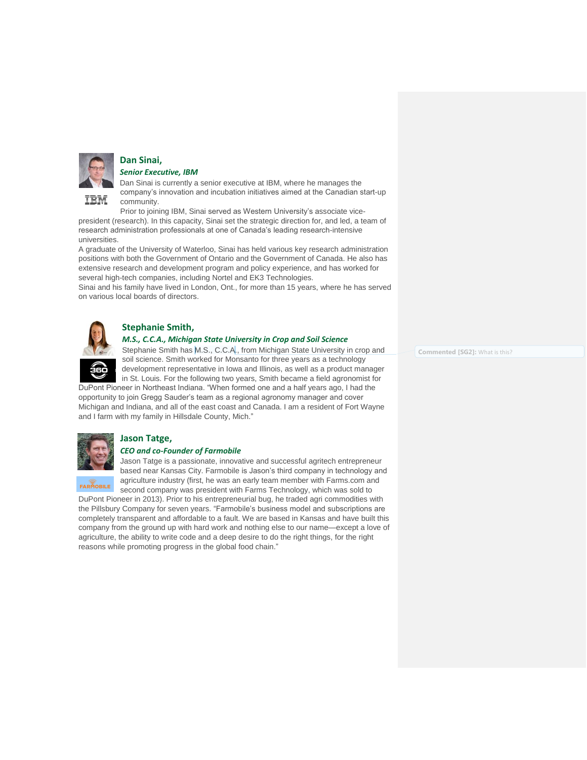### Dan Sinai,

***Senior Executive, IBM***

Dan Sinai is currently a senior executive at IBM, where he manages the company's innovation and incubation initiatives aimed at the Canadian start-up community.

Prior to joining IBM, Sinai served as Western University's associate vice-president (research). In this capacity, Sinai set the strategic direction for, and led, a team of research administration professionals at one of Canada's leading research-intensive universities.

A graduate of the University of Waterloo, Sinai has held various key research administration positions with both the Government of Ontario and the Government of Canada. He also has extensive research and development program and policy experience, and has worked for several high-tech companies, including Nortel and EK3 Technologies.

Sinai and his family have lived in London, Ont., for more than 15 years, where he has served on various local boards of directors.

### Stephanie Smith,

***M.S., C.C.A., Michigan State University in Crop and Soil Science***

Stephanie Smith has M.S., C.C.A., from Michigan State University in crop and soil science. Smith worked for Monsanto for three years as a technology development representative in Iowa and Illinois, as well as a product manager in St. Louis. For the following two years, Smith became a field agronomist for DuPont Pioneer in Northeast Indiana. "When formed one and a half years ago, I had the opportunity to join Gregg Sauder's team as a regional agronomy manager and cover Michigan and Indiana, and all of the east coast and Canada. I am a resident of Fort Wayne and I farm with my family in Hillsdale County, Mich."

Commented [SG2]: What is this?

### Jason Tatge,

***CEO and co-Founder of Farmobile***

Jason Tatge is a passionate, innovative and successful agritech entrepreneur based near Kansas City. Farmobile is Jason's third company in technology and agriculture industry (first, he was an early team member with Farms.com and second company was president with Farms Technology, which was sold to DuPont Pioneer in 2013). Prior to his entrepreneurial bug, he traded agri commodities with the Pillsbury Company for seven years. "Farmobile's business model and subscriptions are completely transparent and affordable to a fault. We are based in Kansas and have built this company from the ground up with hard work and nothing else to our name—except a love of agriculture, the ability to write code and a deep desire to do the right things, for the right reasons while promoting progress in the global food chain."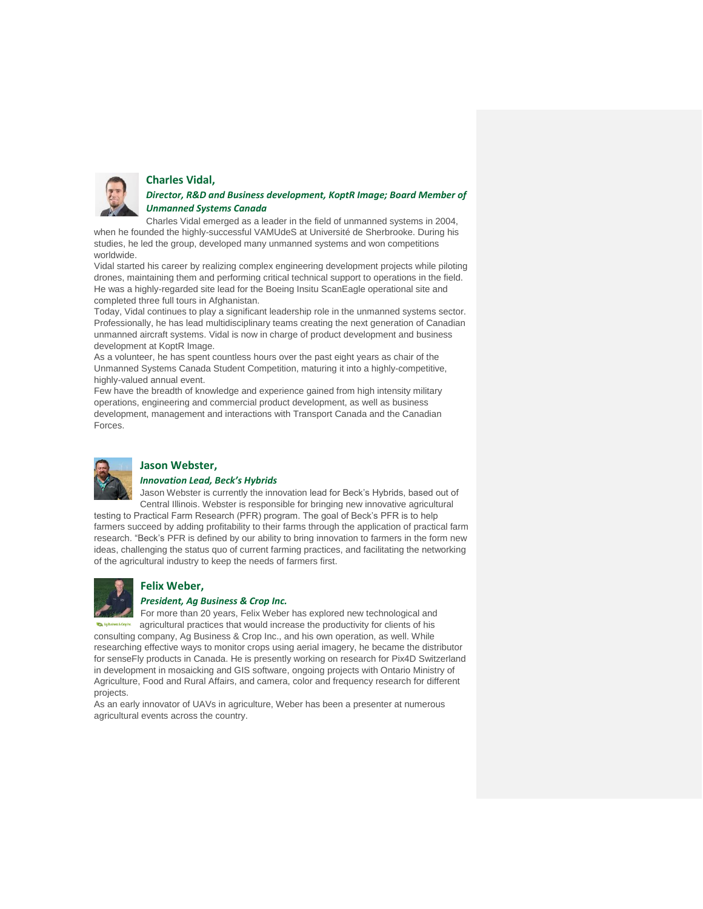### Charles Vidal,

***Director, R&D and Business development, KoptR Image; Board Member of Unmanned Systems Canada***

Charles Vidal emerged as a leader in the field of unmanned systems in 2004, when he founded the highly-successful VAMUdeS at Université de Sherbrooke. During his studies, he led the group, developed many unmanned systems and won competitions worldwide.

Vidal started his career by realizing complex engineering development projects while piloting drones, maintaining them and performing critical technical support to operations in the field. He was a highly-regarded site lead for the Boeing Insitu ScanEagle operational site and completed three full tours in Afghanistan.

Today, Vidal continues to play a significant leadership role in the unmanned systems sector. Professionally, he has lead multidisciplinary teams creating the next generation of Canadian unmanned aircraft systems. Vidal is now in charge of product development and business development at KoptR Image.

As a volunteer, he has spent countless hours over the past eight years as chair of the Unmanned Systems Canada Student Competition, maturing it into a highly-competitive, highly-valued annual event.

Few have the breadth of knowledge and experience gained from high intensity military operations, engineering and commercial product development, as well as business development, management and interactions with Transport Canada and the Canadian Forces.

### Jason Webster,

***Innovation Lead, Beck's Hybrids***

Jason Webster is currently the innovation lead for Beck's Hybrids, based out of Central Illinois. Webster is responsible for bringing new innovative agricultural testing to Practical Farm Research (PFR) program. The goal of Beck's PFR is to help farmers succeed by adding profitability to their farms through the application of practical farm research. "Beck's PFR is defined by our ability to bring innovation to farmers in the form new ideas, challenging the status quo of current farming practices, and facilitating the networking of the agricultural industry to keep the needs of farmers first.

### Felix Weber,

***President, Ag Business & Crop Inc.***

For more than 20 years, Felix Weber has explored new technological and agricultural practices that would increase the productivity for clients of his consulting company, Ag Business & Crop Inc., and his own operation, as well. While researching effective ways to monitor crops using aerial imagery, he became the distributor for senseFly products in Canada. He is presently working on research for Pix4D Switzerland in development in mosaicking and GIS software, ongoing projects with Ontario Ministry of Agriculture, Food and Rural Affairs, and camera, color and frequency research for different projects.

As an early innovator of UAVs in agriculture, Weber has been a presenter at numerous agricultural events across the country.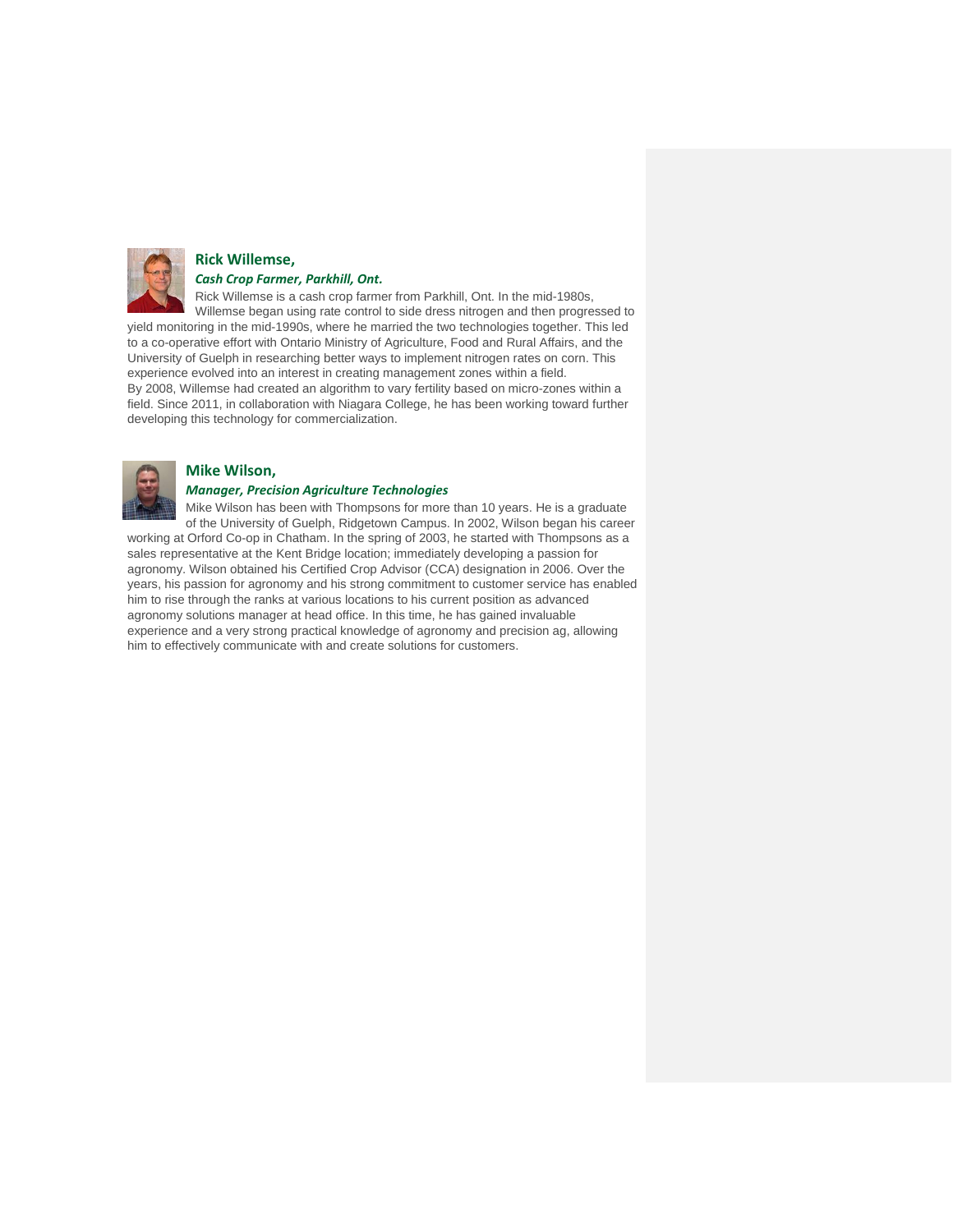## Rick Willemse,

***Cash Crop Farmer, Parkhill, Ont.***

Rick Willemse is a cash crop farmer from Parkhill, Ont. In the mid-1980s, Willemse began using rate control to side dress nitrogen and then progressed to yield monitoring in the mid-1990s, where he married the two technologies together. This led to a co-operative effort with Ontario Ministry of Agriculture, Food and Rural Affairs, and the University of Guelph in researching better ways to implement nitrogen rates on corn. This experience evolved into an interest in creating management zones within a field.

By 2008, Willemse had created an algorithm to vary fertility based on micro-zones within a field. Since 2011, in collaboration with Niagara College, he has been working toward further developing this technology for commercialization.

## Mike Wilson,

***Manager, Precision Agriculture Technologies***

Mike Wilson has been with Thompsons for more than 10 years. He is a graduate of the University of Guelph, Ridgetown Campus. In 2002, Wilson began his career working at Orford Co-op in Chatham. In the spring of 2003, he started with Thompsons as a sales representative at the Kent Bridge location; immediately developing a passion for agronomy. Wilson obtained his Certified Crop Advisor (CCA) designation in 2006. Over the years, his passion for agronomy and his strong commitment to customer service has enabled him to rise through the ranks at various locations to his current position as advanced agronomy solutions manager at head office. In this time, he has gained invaluable experience and a very strong practical knowledge of agronomy and precision ag, allowing him to effectively communicate with and create solutions for customers.